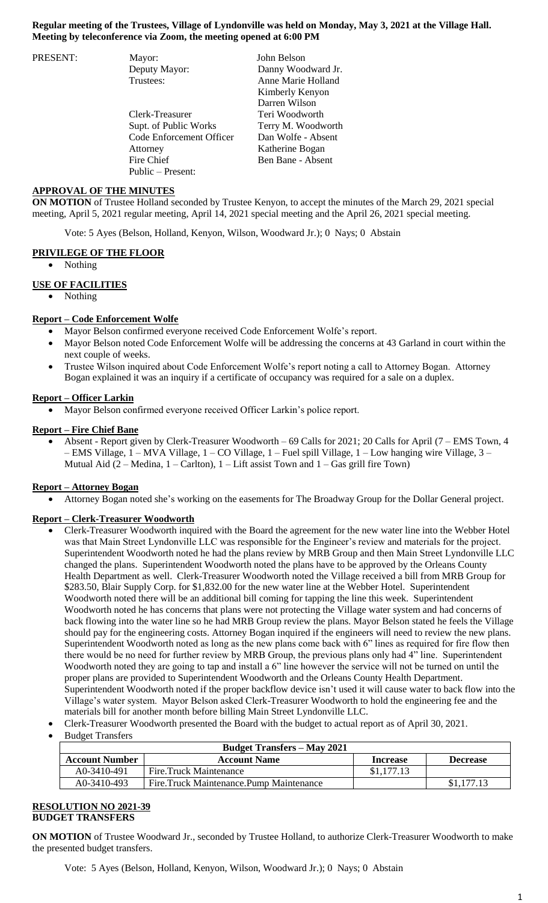**Regular meeting of the Trustees, Village of Lyndonville was held on Monday, May 3, 2021 at the Village Hall. Meeting by teleconference via Zoom, the meeting opened at 6:00 PM**

| PRESENT: | Mayor: | John Belson |
|---|---|---|
| | Deputy Mayor: | Danny Woodward Jr. |
| | Trustees: | Anne Marie Holland |
| | | Kimberly Kenyon |
| | | Darren Wilson |
| | Clerk-Treasurer | Teri Woodworth |
| | Supt. of Public Works | Terry M. Woodworth |
| | Code Enforcement Officer | Dan Wolfe - Absent |
| | Attorney | Katherine Bogan |
| | Fire Chief | Ben Bane - Absent |
| | Public – Present: | |

**APPROVAL OF THE MINUTES**

**ON MOTION** of Trustee Holland seconded by Trustee Kenyon, to accept the minutes of the March 29, 2021 special meeting, April 5, 2021 regular meeting, April 14, 2021 special meeting and the April 26, 2021 special meeting.

Vote: 5 Ayes (Belson, Holland, Kenyon, Wilson, Woodward Jr.); 0 Nays; 0 Abstain

**PRIVILEGE OF THE FLOOR**

- Nothing

**USE OF FACILITIES**

- Nothing

**Report – Code Enforcement Wolfe**

- Mayor Belson confirmed everyone received Code Enforcement Wolfe's report.
- Mayor Belson noted Code Enforcement Wolfe will be addressing the concerns at 43 Garland in court within the next couple of weeks.
- Trustee Wilson inquired about Code Enforcement Wolfe's report noting a call to Attorney Bogan. Attorney Bogan explained it was an inquiry if a certificate of occupancy was required for a sale on a duplex.

**Report – Officer Larkin**

- Mayor Belson confirmed everyone received Officer Larkin's police report.

**Report – Fire Chief Bane**

- Absent - Report given by Clerk-Treasurer Woodworth – 69 Calls for 2021; 20 Calls for April (7 – EMS Town, 4 – EMS Village, 1 – MVA Village, 1 – CO Village, 1 – Fuel spill Village, 1 – Low hanging wire Village, 3 – Mutual Aid (2 – Medina, 1 – Carlton), 1 – Lift assist Town and 1 – Gas grill fire Town)

**Report – Attorney Bogan**

- Attorney Bogan noted she's working on the easements for The Broadway Group for the Dollar General project.

**Report – Clerk-Treasurer Woodworth**

- Clerk-Treasurer Woodworth inquired with the Board the agreement for the new water line into the Webber Hotel was that Main Street Lyndonville LLC was responsible for the Engineer's review and materials for the project. Superintendent Woodworth noted he had the plans review by MRB Group and then Main Street Lyndonville LLC changed the plans. Superintendent Woodworth noted the plans have to be approved by the Orleans County Health Department as well. Clerk-Treasurer Woodworth noted the Village received a bill from MRB Group for $283.50, Blair Supply Corp. for $1,832.00 for the new water line at the Webber Hotel. Superintendent Woodworth noted there will be an additional bill coming for tapping the line this week. Superintendent Woodworth noted he has concerns that plans were not protecting the Village water system and had concerns of back flowing into the water line so he had MRB Group review the plans. Mayor Belson stated he feels the Village should pay for the engineering costs. Attorney Bogan inquired if the engineers will need to review the new plans. Superintendent Woodworth noted as long as the new plans come back with 6" lines as required for fire flow then there would be no need for further review by MRB Group, the previous plans only had 4" line. Superintendent Woodworth noted they are going to tap and install a 6" line however the service will not be turned on until the proper plans are provided to Superintendent Woodworth and the Orleans County Health Department. Superintendent Woodworth noted if the proper backflow device isn't used it will cause water to back flow into the Village's water system. Mayor Belson asked Clerk-Treasurer Woodworth to hold the engineering fee and the materials bill for another month before billing Main Street Lyndonville LLC.
- Clerk-Treasurer Woodworth presented the Board with the budget to actual report as of April 30, 2021.
- Budget Transfers

| **Budget Transfers – May 2021** | | | |
|---|---|---|---|
| **Account Number** | **Account Name** | **Increase** | **Decrease** |
| A0-3410-491 | Fire.Truck Maintenance | $1,177.13 | |
| A0-3410-493 | Fire.Truck Maintenance.Pump Maintenance | | $1,177.13 |

**RESOLUTION NO 2021-39**
**BUDGET TRANSFERS**

**ON MOTION** of Trustee Woodward Jr., seconded by Trustee Holland, to authorize Clerk-Treasurer Woodworth to make the presented budget transfers.

Vote: 5 Ayes (Belson, Holland, Kenyon, Wilson, Woodward Jr.); 0 Nays; 0 Abstain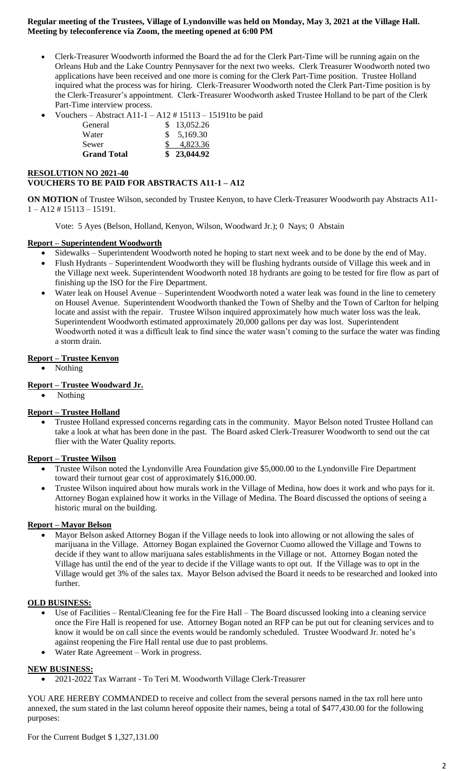**Regular meeting of the Trustees, Village of Lyndonville was held on Monday, May 3, 2021 at the Village Hall. Meeting by teleconference via Zoom, the meeting opened at 6:00 PM**

- Clerk-Treasurer Woodworth informed the Board the ad for the Clerk Part-Time will be running again on the Orleans Hub and the Lake Country Pennysaver for the next two weeks. Clerk Treasurer Woodworth noted two applications have been received and one more is coming for the Clerk Part-Time position. Trustee Holland inquired what the process was for hiring. Clerk-Treasurer Woodworth noted the Clerk Part-Time position is by the Clerk-Treasurer's appointment. Clerk-Treasurer Woodworth asked Trustee Holland to be part of the Clerk Part-Time interview process.
- Vouchers – Abstract A11-1 – A12 # 15113 – 15191to be paid

| | |
|---|---|
| General | $ 13,052.26 |
| Water | $ 5,169.30 |
| Sewer | $ 4,823.36 |
| **Grand Total** | **$ 23,044.92** |

**RESOLUTION NO 2021-40**
**VOUCHERS TO BE PAID FOR ABSTRACTS A11-1 – A12**

**ON MOTION** of Trustee Wilson, seconded by Trustee Kenyon, to have Clerk-Treasurer Woodworth pay Abstracts A11-1 – A12 # 15113 – 15191.

Vote: 5 Ayes (Belson, Holland, Kenyon, Wilson, Woodward Jr.); 0 Nays; 0 Abstain

**Report – Superintendent Woodworth**

- Sidewalks – Superintendent Woodworth noted he hoping to start next week and to be done by the end of May.
- Flush Hydrants – Superintendent Woodworth they will be flushing hydrants outside of Village this week and in the Village next week. Superintendent Woodworth noted 18 hydrants are going to be tested for fire flow as part of finishing up the ISO for the Fire Department.
- Water leak on Housel Avenue – Superintendent Woodworth noted a water leak was found in the line to cemetery on Housel Avenue. Superintendent Woodworth thanked the Town of Shelby and the Town of Carlton for helping locate and assist with the repair. Trustee Wilson inquired approximately how much water loss was the leak. Superintendent Woodworth estimated approximately 20,000 gallons per day was lost. Superintendent Woodworth noted it was a difficult leak to find since the water wasn't coming to the surface the water was finding a storm drain.

**Report – Trustee Kenyon**

- Nothing

**Report – Trustee Woodward Jr.**

- Nothing

**Report – Trustee Holland**

- Trustee Holland expressed concerns regarding cats in the community. Mayor Belson noted Trustee Holland can take a look at what has been done in the past. The Board asked Clerk-Treasurer Woodworth to send out the cat flier with the Water Quality reports.

**Report – Trustee Wilson**

- Trustee Wilson noted the Lyndonville Area Foundation give $5,000.00 to the Lyndonville Fire Department toward their turnout gear cost of approximately $16,000.00.
- Trustee Wilson inquired about how murals work in the Village of Medina, how does it work and who pays for it. Attorney Bogan explained how it works in the Village of Medina. The Board discussed the options of seeing a historic mural on the building.

**Report – Mayor Belson**

- Mayor Belson asked Attorney Bogan if the Village needs to look into allowing or not allowing the sales of marijuana in the Village. Attorney Bogan explained the Governor Cuomo allowed the Village and Towns to decide if they want to allow marijuana sales establishments in the Village or not. Attorney Bogan noted the Village has until the end of the year to decide if the Village wants to opt out. If the Village was to opt in the Village would get 3% of the sales tax. Mayor Belson advised the Board it needs to be researched and looked into further.

**OLD BUSINESS:**

- Use of Facilities – Rental/Cleaning fee for the Fire Hall – The Board discussed looking into a cleaning service once the Fire Hall is reopened for use. Attorney Bogan noted an RFP can be put out for cleaning services and to know it would be on call since the events would be randomly scheduled. Trustee Woodward Jr. noted he's against reopening the Fire Hall rental use due to past problems.
- Water Rate Agreement – Work in progress.

**NEW BUSINESS:**

- 2021-2022 Tax Warrant - To Teri M. Woodworth Village Clerk-Treasurer

YOU ARE HEREBY COMMANDED to receive and collect from the several persons named in the tax roll here unto annexed, the sum stated in the last column hereof opposite their names, being a total of $477,430.00 for the following purposes:

For the Current Budget $ 1,327,131.00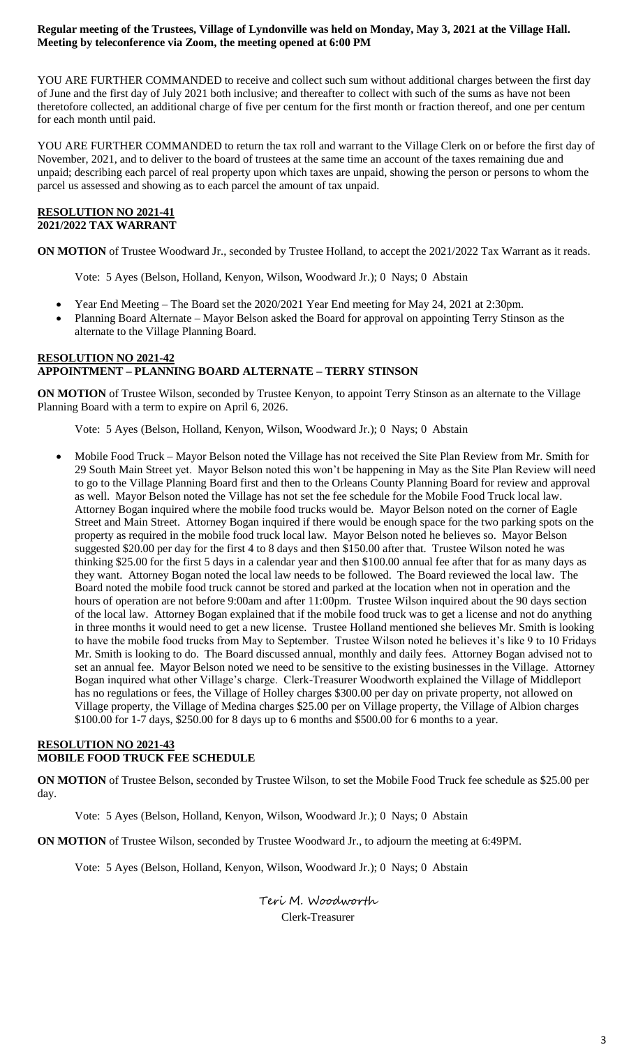**Regular meeting of the Trustees, Village of Lyndonville was held on Monday, May 3, 2021 at the Village Hall. Meeting by teleconference via Zoom, the meeting opened at 6:00 PM**

YOU ARE FURTHER COMMANDED to receive and collect such sum without additional charges between the first day of June and the first day of July 2021 both inclusive; and thereafter to collect with such of the sums as have not been theretofore collected, an additional charge of five per centum for the first month or fraction thereof, and one per centum for each month until paid.

YOU ARE FURTHER COMMANDED to return the tax roll and warrant to the Village Clerk on or before the first day of November, 2021, and to deliver to the board of trustees at the same time an account of the taxes remaining due and unpaid; describing each parcel of real property upon which taxes are unpaid, showing the person or persons to whom the parcel us assessed and showing as to each parcel the amount of tax unpaid.

**RESOLUTION NO 2021-41**
**2021/2022 TAX WARRANT**

**ON MOTION** of Trustee Woodward Jr., seconded by Trustee Holland, to accept the 2021/2022 Tax Warrant as it reads.

Vote: 5 Ayes (Belson, Holland, Kenyon, Wilson, Woodward Jr.); 0 Nays; 0 Abstain

- Year End Meeting – The Board set the 2020/2021 Year End meeting for May 24, 2021 at 2:30pm.
- Planning Board Alternate – Mayor Belson asked the Board for approval on appointing Terry Stinson as the alternate to the Village Planning Board.

**RESOLUTION NO 2021-42**
**APPOINTMENT – PLANNING BOARD ALTERNATE – TERRY STINSON**

**ON MOTION** of Trustee Wilson, seconded by Trustee Kenyon, to appoint Terry Stinson as an alternate to the Village Planning Board with a term to expire on April 6, 2026.

Vote: 5 Ayes (Belson, Holland, Kenyon, Wilson, Woodward Jr.); 0 Nays; 0 Abstain

- Mobile Food Truck – Mayor Belson noted the Village has not received the Site Plan Review from Mr. Smith for 29 South Main Street yet. Mayor Belson noted this won't be happening in May as the Site Plan Review will need to go to the Village Planning Board first and then to the Orleans County Planning Board for review and approval as well. Mayor Belson noted the Village has not set the fee schedule for the Mobile Food Truck local law. Attorney Bogan inquired where the mobile food trucks would be. Mayor Belson noted on the corner of Eagle Street and Main Street. Attorney Bogan inquired if there would be enough space for the two parking spots on the property as required in the mobile food truck local law. Mayor Belson noted he believes so. Mayor Belson suggested $20.00 per day for the first 4 to 8 days and then $150.00 after that. Trustee Wilson noted he was thinking $25.00 for the first 5 days in a calendar year and then $100.00 annual fee after that for as many days as they want. Attorney Bogan noted the local law needs to be followed. The Board reviewed the local law. The Board noted the mobile food truck cannot be stored and parked at the location when not in operation and the hours of operation are not before 9:00am and after 11:00pm. Trustee Wilson inquired about the 90 days section of the local law. Attorney Bogan explained that if the mobile food truck was to get a license and not do anything in three months it would need to get a new license. Trustee Holland mentioned she believes Mr. Smith is looking to have the mobile food trucks from May to September. Trustee Wilson noted he believes it's like 9 to 10 Fridays Mr. Smith is looking to do. The Board discussed annual, monthly and daily fees. Attorney Bogan advised not to set an annual fee. Mayor Belson noted we need to be sensitive to the existing businesses in the Village. Attorney Bogan inquired what other Village's charge. Clerk-Treasurer Woodworth explained the Village of Middleport has no regulations or fees, the Village of Holley charges $300.00 per day on private property, not allowed on Village property, the Village of Medina charges $25.00 per on Village property, the Village of Albion charges $100.00 for 1-7 days, $250.00 for 8 days up to 6 months and $500.00 for 6 months to a year.

**RESOLUTION NO 2021-43**
**MOBILE FOOD TRUCK FEE SCHEDULE**

**ON MOTION** of Trustee Belson, seconded by Trustee Wilson, to set the Mobile Food Truck fee schedule as $25.00 per day.

Vote: 5 Ayes (Belson, Holland, Kenyon, Wilson, Woodward Jr.); 0 Nays; 0 Abstain

**ON MOTION** of Trustee Wilson, seconded by Trustee Woodward Jr., to adjourn the meeting at 6:49PM.

Vote: 5 Ayes (Belson, Holland, Kenyon, Wilson, Woodward Jr.); 0 Nays; 0 Abstain

Teri M. Woodworth
Clerk-Treasurer